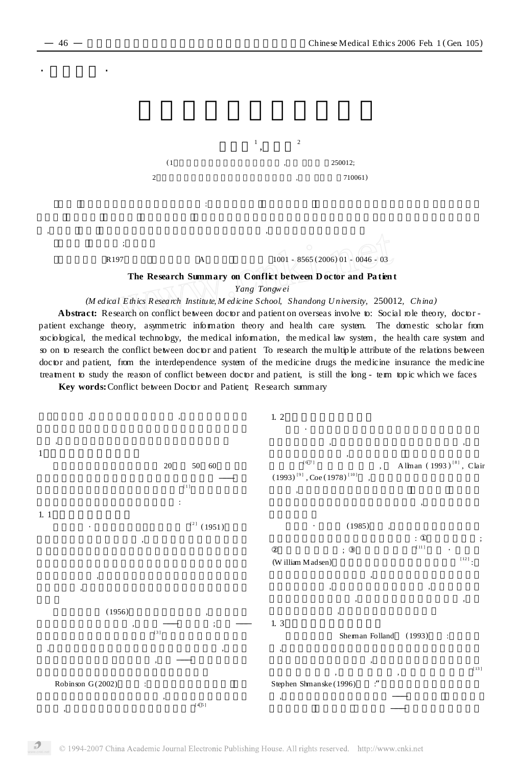1, 2

(1 , 250012;

2 , 710061)

R197 A 1001 - 8565(2006)01 - 0046 - 03

**The Research Summary on Conflict between Doctor and Patient**

*Yang Tongwei*

*(Medical Ethics Research Institute, Medicine School, Shandong University,* 250012, *China)*

**Abstract:** Research on conflict between doctor and patient on overseas involve to: Social role theory, doctor - patient exchange theory, asymmetric information theory and health care system. The domestic scholar from sociological, the medical technology, the medical information, the medical law system, the health care system and so on to research the conflict between doctor and patient. To research the multiple attribute of the relations between doctor and patient, from the interdependence system of the medicine drugs the medicine insurance the medicine treatment to study the reason of conflict between doctor and patient, is still the long - term topic which we faces.

**Key words:** Conflict between Doctor and Patient; Research summary

1

20 50 60 [1]

1.1

[2] (1951)

(1956) [3]

Robinson G(2002) [4,5]

1.2

[6,7] Allman (1993)[8], Clair (1993)[9], Coe (1978)[10]

(1985) ① ; ② ; ③ [11]

(William Madsen) [12]:

1.3

Sherman Folland (1993) [13]

Stephen Shmanske (1996)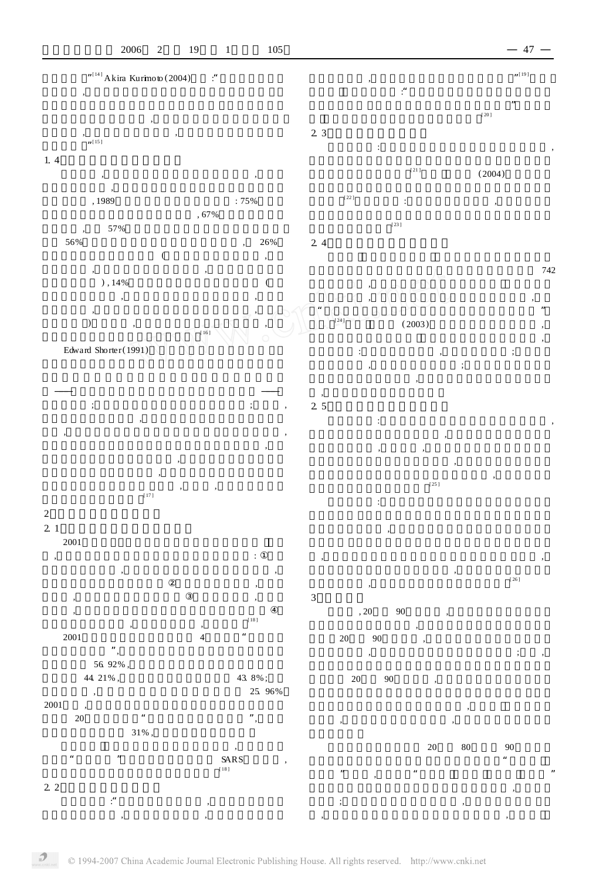"[14] Akira Kurimoto (2004) :"

,

,

, ,

"[15]

1. 4

, ,

,

, 1989 : 75%

, 67%

, 57%

56% , 26%

( ,

, ,

) , 14% (

, ,

, ,

) , ,

[16]

Edward Shorter (1991)

——

; ; ,

,

, ,

,

,

,

, ,

[17]

2

2. 1

2001

, : ①

, ,

② ,

, ③ ,

, ④

, , [18]

2001 4 "

",

56. 92% ,

44. 21% , 43. 8% ;

, 25. 96%

2001 ,

20 " ",

31% ,

,

" " SARS ,

[18]

2. 2

:" ,

, ,

, "[19]

:"

"

[20]

2. 3

: ,

[21] (2004)

[22] : ,

[23]

2. 4

742

,

, ,

" "

[24] (2003) ,

,

: , ;

, ;

,

,

2. 5

: ,

,

, ,

,

,

[25]

:

,

, ,

,

, [26]

3

, 20 90 ,

,

20 90 ,

, ; ,

20 90 ,

,

, ,

20 80 90

"

" , " "

,

; ,

, ,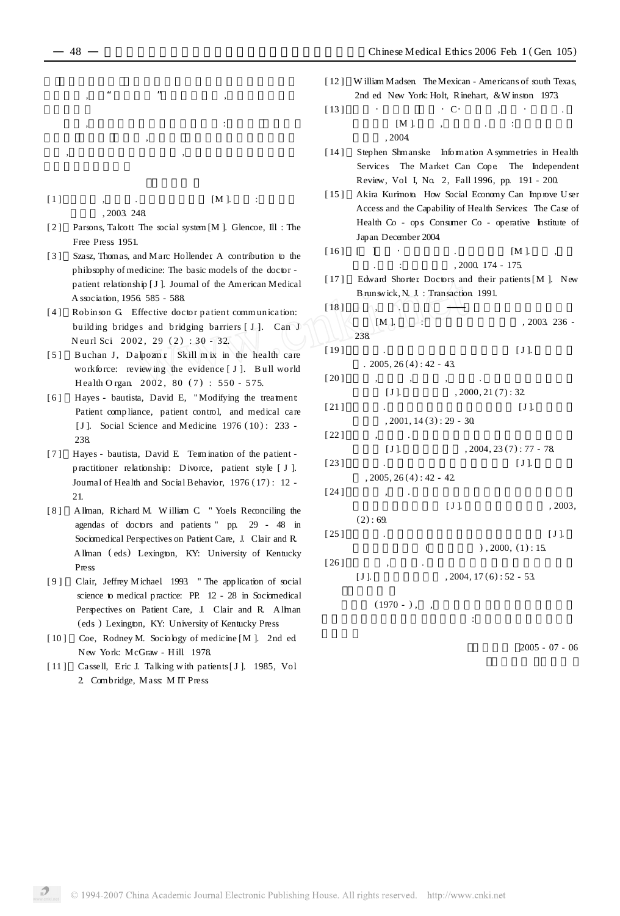[1] , . [M]. : , 2003. 248.

[2] Parsons, Talcott The social system [M]. Glencoe, Ill : The Free Press 1951.

[3] Szasz, Thomas, and Marc Hollender. A contribution to the philosophy of medicine: The basic models of the doctor - patient relationship [J]. Journal of the American Medical Association, 1956. 585 - 588.

[4] Robinson G. Effective doctor patient communication: building bridges and bridging barriers [J]. Can J Neurl Sci 2002, 29 (2) : 30 - 32.

[5] Buchan J, Dalpozm r. Skill mix in the health care workforce: reviewing the evidence [J]. Bull world Health Organ. 2002, 80 (7) : 550 - 575.

[6] Hayes - bautista, David E, "Modifying the treatment: Patient compliance, patient control, and medical care [J]. Social Science and Medicine. 1976 (10): 233 - 238.

[7] Hayes - bautista, David E. Termination of the patient - practitioner relationship: Divorce, patient style [J]. Journal of Health and Social Behavior, 1976 (17): 12 - 21.

[8] Allman, Richard M. William C. "Yoels Reconciling the agendas of doctors and patients" pp. 29 - 48 in Sociomedical Perspectives on Patient Care, J. Clair and R. Allman (eds) Lexington, KY: University of Kentucky Press

[9] Clair, Jeffrey Michael 1993. "The application of social science to medical practice: PP. 12 - 28 in Sociomedical Perspectives on Patient Care, J. Clair and R. Allman (eds ) Lexington, KY: University of Kentucky Press

[10] Coe, Rodney M. Sociology of medicine [M]. 2nd ed. New York: McGraw - Hill 1978.

[11] Cassell, Eric J. Talking with patients [J]. 1985, Vol 2. Combridge, Mass: MIT Press

[12] William Madsen. The Mexican - Americans of south Texas, 2nd ed. New York: Holt, Rinehart, & Winston. 1973.

[13] · · C· , · . [M]. , . : , 2004.

[14] Stephen Shmanske. Information Asymmetries in Health Services. The Market Can Cope. The Independent Review, Vol I, No. 2, Fall 1996, pp. 191 - 200.

[15] Akira Kurimoto. How Social Economy Can Improve User Access and the Capability of Health Services: The Case of Health Co - ops Consumer Co - operative Institute of Japan December 2004.

[16] [ ] · . [M]. , . : , 2000. 174 - 175.

[17] Edward Shorter. Doctors and their patients [M]. New Brunswick, N. J. : Transaction. 1991.

[18] , . —— [M]. : , 2003. 236 - 238.

[19] . [J]. . 2005, 26 (4) : 42 - 43.

[20] , , , . [J]. , 2000, 21 (7) : 32.

[21] . [J]. , 2001, 14 (3) : 29 - 30.

[22] , . [J]. , 2004, 23 (7) : 77 - 78.

[23] . [J]. , 2005, 26 (4) : 42 - 42.

[24] , . [J]. , 2003, (2) : 69.

[25] . [J]. ( ) , 2000, (1) : 15.

[26] , . [J]. , 2004, 17 (6) : 52 - 53.

(1970 - ) , ,

:

2005 - 07 - 06